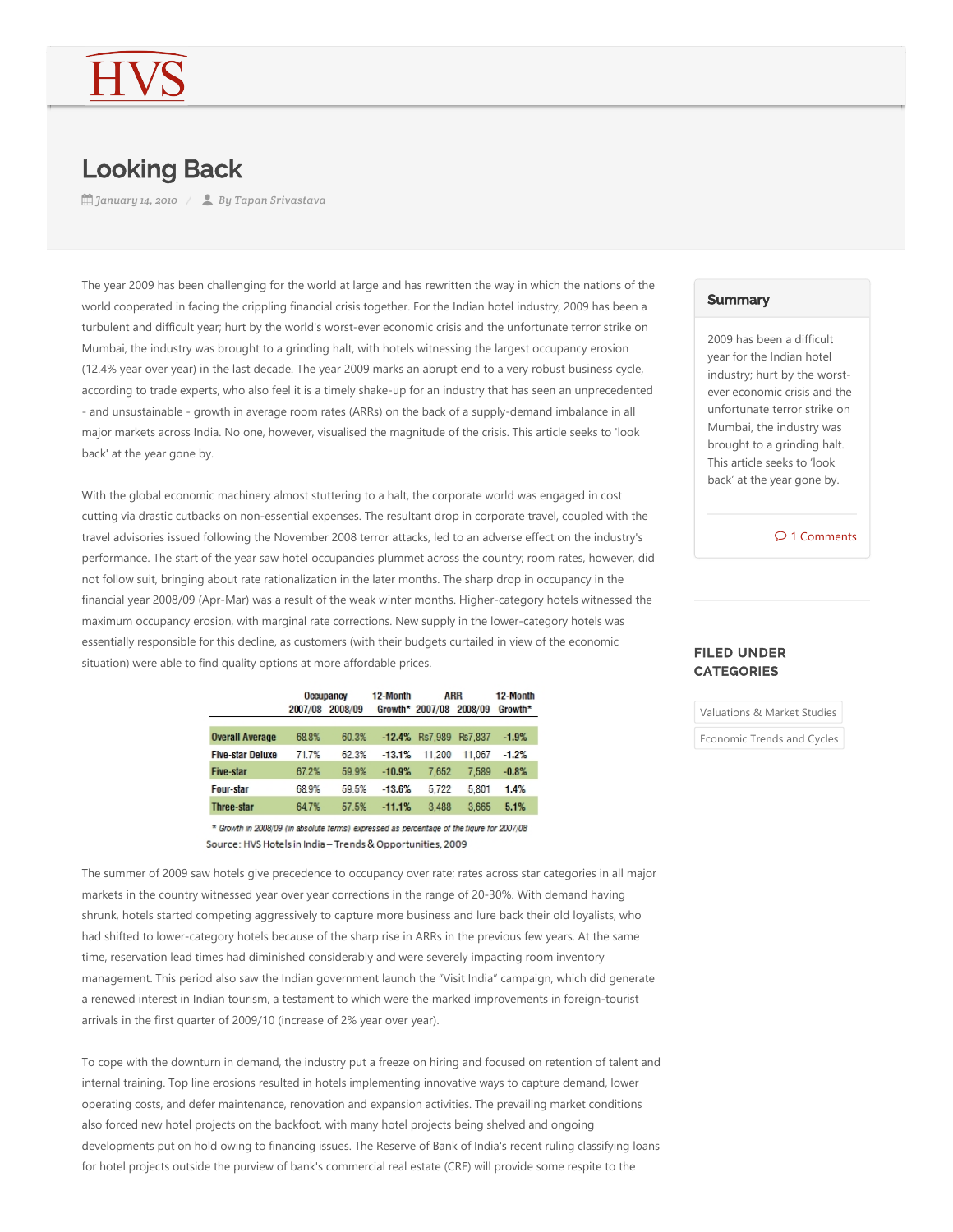# Looking Back

January 14, 2010 / By Tapan Srivastava

The year 2009 has been challenging for the world at large and has rewritten the way in which the nations of the world cooperated in facing the crippling financial crisis together. For the Indian hotel industry, 2009 has been a turbulent and difficult year; hurt by the world's worst-ever economic crisis and the unfortunate terror strike on Mumbai, the industry was brought to a grinding halt, with hotels witnessing the largest occupancy erosion (12.4% year over year) in the last decade. The year 2009 marks an abrupt end to a very robust business cycle, according to trade experts, who also feel it is a timely shake-up for an industry that has seen an unprecedented - and unsustainable - growth in average room rates (ARRs) on the back of a supply-demand imbalance in all major markets across India. No one, however, visualised the magnitude of the crisis. This article seeks to 'look back' at the year gone by.

With the global economic machinery almost stuttering to a halt, the corporate world was engaged in cost cutting via drastic cutbacks on non-essential expenses. The resultant drop in corporate travel, coupled with the travel advisories issued following the November 2008 terror attacks, led to an adverse effect on the industry's performance. The start of the year saw hotel occupancies plummet across the country; room rates, however, did not follow suit, bringing about rate rationalization in the later months. The sharp drop in occupancy in the financial year 2008/09 (Apr-Mar) was a result of the weak winter months. Higher-category hotels witnessed the maximum occupancy erosion, with marginal rate corrections. New supply in the lower-category hotels was essentially responsible for this decline, as customers (with their budgets curtailed in view of the economic situation) were able to find quality options at more affordable prices.

| | Occupancy | | 12-Month | ARR | | 12-Month |
|---|---|---|---|---|---|---|
| | 2007/08 | 2008/09 | Growth* | 2007/08 | 2008/09 | Growth* |
| **Overall Average** | 68.8% | 60.3% | **-12.4%** | Rs7,989 | Rs7,837 | **-1.9%** |
| **Five-star Deluxe** | 71.7% | 62.3% | **-13.1%** | 11,200 | 11,067 | **-1.2%** |
| **Five-star** | 67.2% | 59.9% | **-10.9%** | 7,652 | 7,589 | **-0.8%** |
| **Four-star** | 68.9% | 59.5% | **-13.6%** | 5,722 | 5,801 | **1.4%** |
| **Three-star** | 64.7% | 57.5% | **-11.1%** | 3,488 | 3,665 | **5.1%** |

*\* Growth in 2008/09 (in absolute terms) expressed as percentage of the figure for 2007/08*

Source: HVS Hotels in India – Trends & Opportunities, 2009

The summer of 2009 saw hotels give precedence to occupancy over rate; rates across star categories in all major markets in the country witnessed year over year corrections in the range of 20-30%. With demand having shrunk, hotels started competing aggressively to capture more business and lure back their old loyalists, who had shifted to lower-category hotels because of the sharp rise in ARRs in the previous few years. At the same time, reservation lead times had diminished considerably and were severely impacting room inventory management. This period also saw the Indian government launch the "Visit India" campaign, which did generate a renewed interest in Indian tourism, a testament to which were the marked improvements in foreign-tourist arrivals in the first quarter of 2009/10 (increase of 2% year over year).

To cope with the downturn in demand, the industry put a freeze on hiring and focused on retention of talent and internal training. Top line erosions resulted in hotels implementing innovative ways to capture demand, lower operating costs, and defer maintenance, renovation and expansion activities. The prevailing market conditions also forced new hotel projects on the backfoot, with many hotel projects being shelved and ongoing developments put on hold owing to financing issues. The Reserve of Bank of India's recent ruling classifying loans for hotel projects outside the purview of bank's commercial real estate (CRE) will provide some respite to the

## Summary

2009 has been a difficult year for the Indian hotel industry; hurt by the worst-ever economic crisis and the unfortunate terror strike on Mumbai, the industry was brought to a grinding halt. This article seeks to 'look back' at the year gone by.

1 Comments

## FILED UNDER CATEGORIES

- Valuations & Market Studies
- Economic Trends and Cycles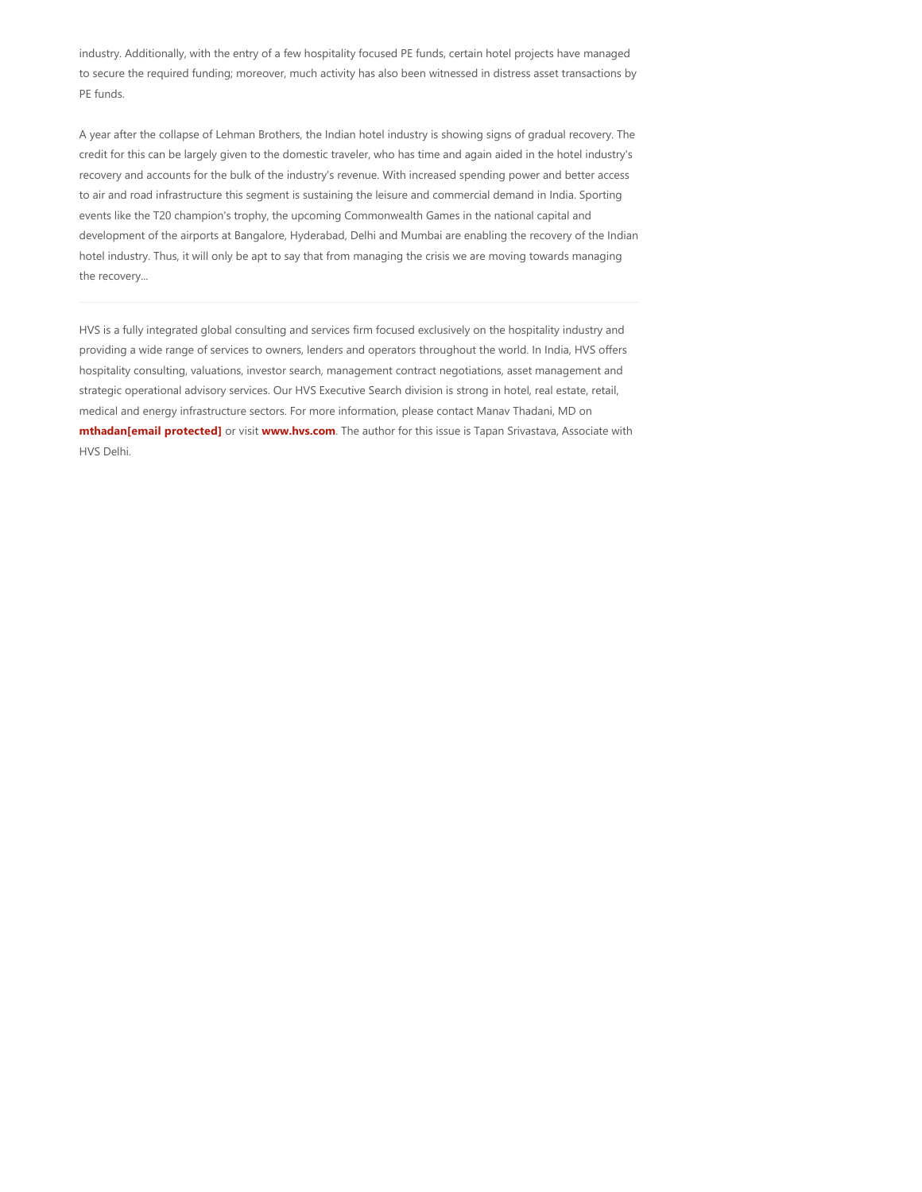industry. Additionally, with the entry of a few hospitality focused PE funds, certain hotel projects have managed to secure the required funding; moreover, much activity has also been witnessed in distress asset transactions by PE funds.

A year after the collapse of Lehman Brothers, the Indian hotel industry is showing signs of gradual recovery. The credit for this can be largely given to the domestic traveler, who has time and again aided in the hotel industry's recovery and accounts for the bulk of the industry's revenue. With increased spending power and better access to air and road infrastructure this segment is sustaining the leisure and commercial demand in India. Sporting events like the T20 champion's trophy, the upcoming Commonwealth Games in the national capital and development of the airports at Bangalore, Hyderabad, Delhi and Mumbai are enabling the recovery of the Indian hotel industry. Thus, it will only be apt to say that from managing the crisis we are moving towards managing the recovery...

---

HVS is a fully integrated global consulting and services firm focused exclusively on the hospitality industry and providing a wide range of services to owners, lenders and operators throughout the world. In India, HVS offers hospitality consulting, valuations, investor search, management contract negotiations, asset management and strategic operational advisory services. Our HVS Executive Search division is strong in hotel, real estate, retail, medical and energy infrastructure sectors. For more information, please contact Manav Thadani, MD on **mthadan[email protected]** or visit **www.hvs.com**. The author for this issue is Tapan Srivastava, Associate with HVS Delhi.